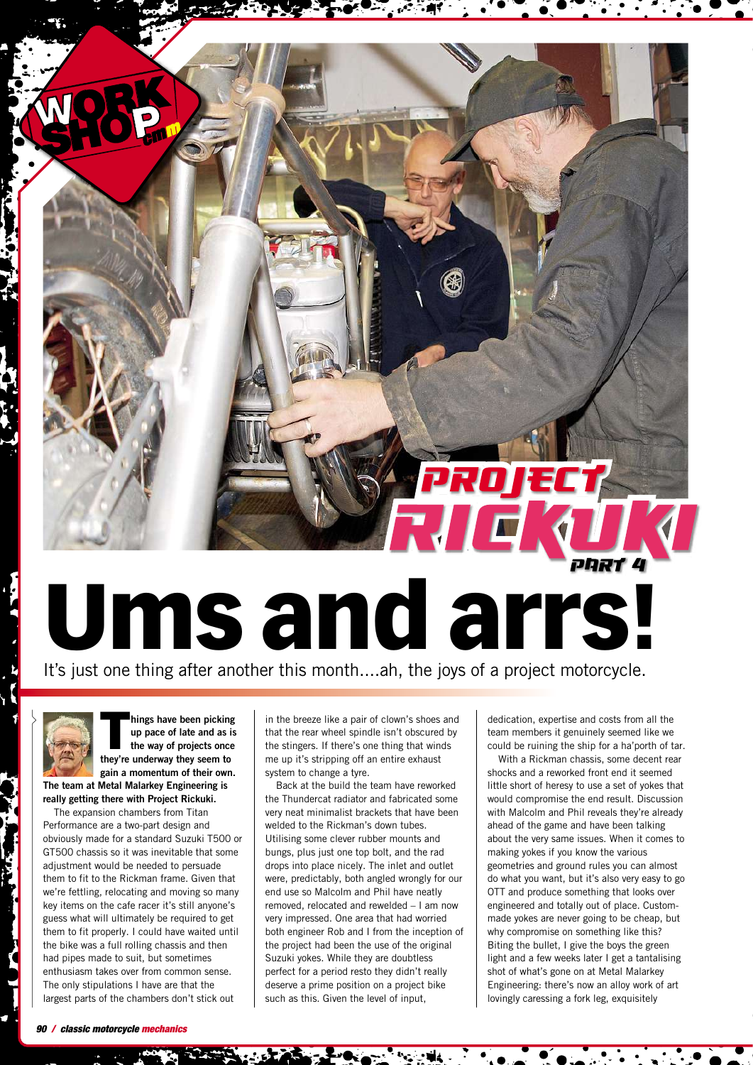PROJECT RICKUKI PART 4

# Ums and arrs!

It's just one thing after another this month....ah, the joys of a project motorcycle.

**Things have been picking up pace of late and as is the way of projects once they're underway they seem to gain a momentum of their own. The team at Metal Malarkey Engineering is really getting there with Project Rickuki.**

The expansion chambers from Titan Performance are a two-part design and obviously made for a standard Suzuki T500 or GT500 chassis so it was inevitable that some adjustment would be needed to persuade them to fit to the Rickman frame. Given that we're fettling, relocating and moving so many key items on the cafe racer it's still anyone's guess what will ultimately be required to get them to fit properly. I could have waited until the bike was a full rolling chassis and then had pipes made to suit, but sometimes enthusiasm takes over from common sense. The only stipulations I have are that the largest parts of the chambers don't stick out in the breeze like a pair of clown's shoes and that the rear wheel spindle isn't obscured by the stingers. If there's one thing that winds me up it's stripping off an entire exhaust system to change a tyre.

Back at the build the team have reworked the Thundercat radiator and fabricated some very neat minimalist brackets that have been welded to the Rickman's down tubes. Utilising some clever rubber mounts and bungs, plus just one top bolt, and the rad drops into place nicely. The inlet and outlet were, predictably, both angled wrongly for our end use so Malcolm and Phil have neatly removed, relocated and rewelded – I am now very impressed. One area that had worried both engineer Rob and I from the inception of the project had been the use of the original Suzuki yokes. While they are doubtless perfect for a period resto they didn't really deserve a prime position on a project bike such as this. Given the level of input, dedication, expertise and costs from all the team members it genuinely seemed like we could be ruining the ship for a ha'porth of tar.

With a Rickman chassis, some decent rear shocks and a reworked front end it seemed little short of heresy to use a set of yokes that would compromise the end result. Discussion with Malcolm and Phil reveals they're already ahead of the game and have been talking about the very same issues. When it comes to making yokes if you know the various geometries and ground rules you can almost do what you want, but it's also very easy to go OTT and produce something that looks over engineered and totally out of place. Custom-made yokes are never going to be cheap, but why compromise on something like this? Biting the bullet, I give the boys the green light and a few weeks later I get a tantalising shot of what's gone on at Metal Malarkey Engineering: there's now an alloy work of art lovingly caressing a fork leg, exquisitely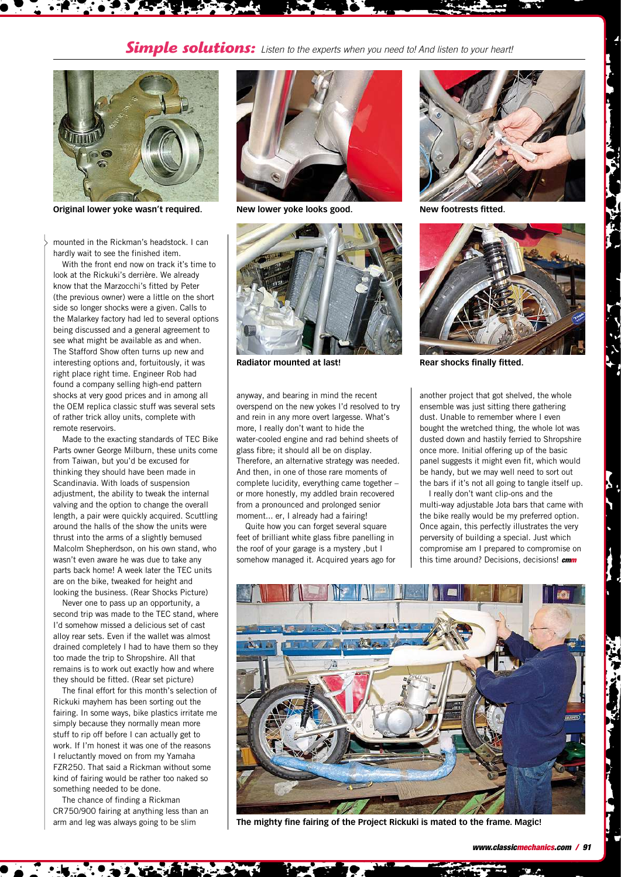## *Simple solutions:* *Listen to the experts when you need to! And listen to your heart!*

**Original lower yoke wasn't required.**

**New lower yoke looks good.**

**New footrests fitted.**

**Radiator mounted at last!**

**Rear shocks finally fitted.**

mounted in the Rickman's headstock. I can hardly wait to see the finished item.

With the front end now on track it's time to look at the Rickuki's derrière. We already know that the Marzocchi's fitted by Peter (the previous owner) were a little on the short side so longer shocks were a given. Calls to the Malarkey factory had led to several options being discussed and a general agreement to see what might be available as and when. The Stafford Show often turns up new and interesting options and, fortuitously, it was right place right time. Engineer Rob had found a company selling high-end pattern shocks at very good prices and in among all the OEM replica classic stuff was several sets of rather trick alloy units, complete with remote reservoirs.

Made to the exacting standards of TEC Bike Parts owner George Milburn, these units come from Taiwan, but you'd be excused for thinking they should have been made in Scandinavia. With loads of suspension adjustment, the ability to tweak the internal valving and the option to change the overall length, a pair were quickly acquired. Scuttling around the halls of the show the units were thrust into the arms of a slightly bemused Malcolm Shepherdson, on his own stand, who wasn't even aware he was due to take any parts back home! A week later the TEC units are on the bike, tweaked for height and looking the business. (Rear Shocks Picture)

Never one to pass up an opportunity, a second trip was made to the TEC stand, where I'd somehow missed a delicious set of cast alloy rear sets. Even if the wallet was almost drained completely I had to have them so they too made the trip to Shropshire. All that remains is to work out exactly how and where they should be fitted. (Rear set picture)

The final effort for this month's selection of Rickuki mayhem has been sorting out the fairing. In some ways, bike plastics irritate me simply because they normally mean more stuff to rip off before I can actually get to work. If I'm honest it was one of the reasons I reluctantly moved on from my Yamaha FZR250. That said a Rickman without some kind of fairing would be rather too naked so something needed to be done.

The chance of finding a Rickman CR750/900 fairing at anything less than an arm and leg was always going to be slim anyway, and bearing in mind the recent overspend on the new yokes I'd resolved to try and rein in any more overt largesse. What's more, I really don't want to hide the water-cooled engine and rad behind sheets of glass fibre; it should all be on display. Therefore, an alternative strategy was needed. And then, in one of those rare moments of complete lucidity, everything came together – or more honestly, my addled brain recovered from a pronounced and prolonged senior moment... er, I already had a fairing!

Quite how you can forget several square feet of brilliant white glass fibre panelling in the roof of your garage is a mystery ,but I somehow managed it. Acquired years ago for another project that got shelved, the whole ensemble was just sitting there gathering dust. Unable to remember where I even bought the wretched thing, the whole lot was dusted down and hastily ferried to Shropshire once more. Initial offering up of the basic panel suggests it might even fit, which would be handy, but we may well need to sort out the bars if it's not all going to tangle itself up.

I really don't want clip-ons and the multi-way adjustable Jota bars that came with the bike really would be my preferred option. Once again, this perfectly illustrates the very perversity of building a special. Just which compromise am I prepared to compromise on this time around? Decisions, decisions! *cmm*

**The mighty fine fairing of the Project Rickuki is mated to the frame. Magic!**